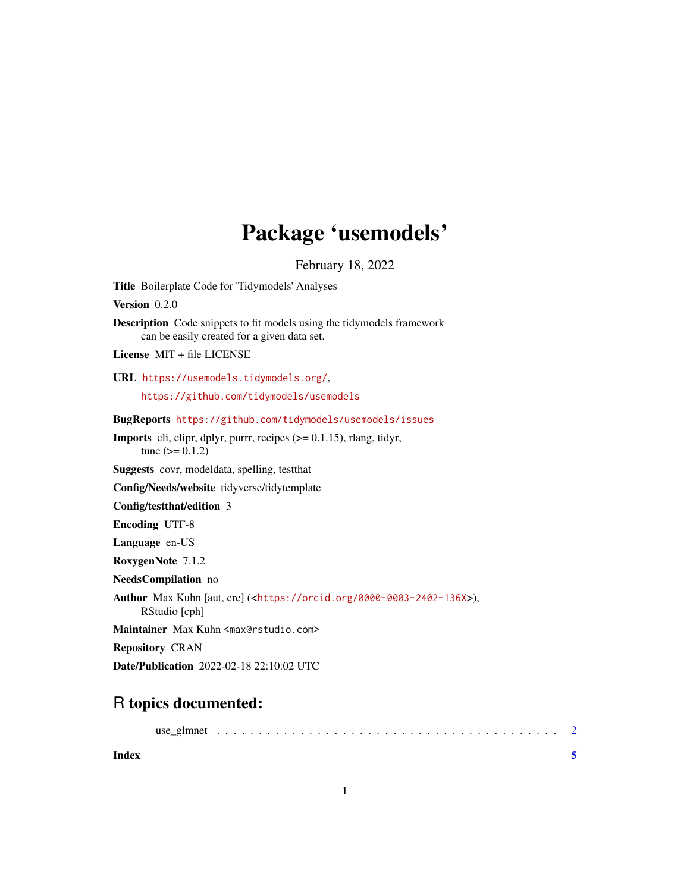# Package 'usemodels'

February 18, 2022

**Title** Boilerplate Code for 'Tidymodels' Analyses

**Version** 0.2.0

**Description** Code snippets to fit models using the tidymodels framework can be easily created for a given data set.

**License** MIT + file LICENSE

**URL** https://usemodels.tidymodels.org/, https://github.com/tidymodels/usemodels

**BugReports** https://github.com/tidymodels/usemodels/issues

**Imports** cli, clipr, dplyr, purrr, recipes (>= 0.1.15), rlang, tidyr, tune (>= 0.1.2)

**Suggests** covr, modeldata, spelling, testthat

**Config/Needs/website** tidyverse/tidytemplate

**Config/testthat/edition** 3

**Encoding** UTF-8

**Language** en-US

**RoxygenNote** 7.1.2

**NeedsCompilation** no

**Author** Max Kuhn [aut, cre] (<https://orcid.org/0000-0003-2402-136X>), RStudio [cph]

**Maintainer** Max Kuhn <max@rstudio.com>

**Repository** CRAN

**Date/Publication** 2022-02-18 22:10:02 UTC

## R topics documented:

use_glmnet . . . . . . . . . . . . . . . . . . . . . . . . . . . . . . . . . . . . . . . . 2

**Index** **5**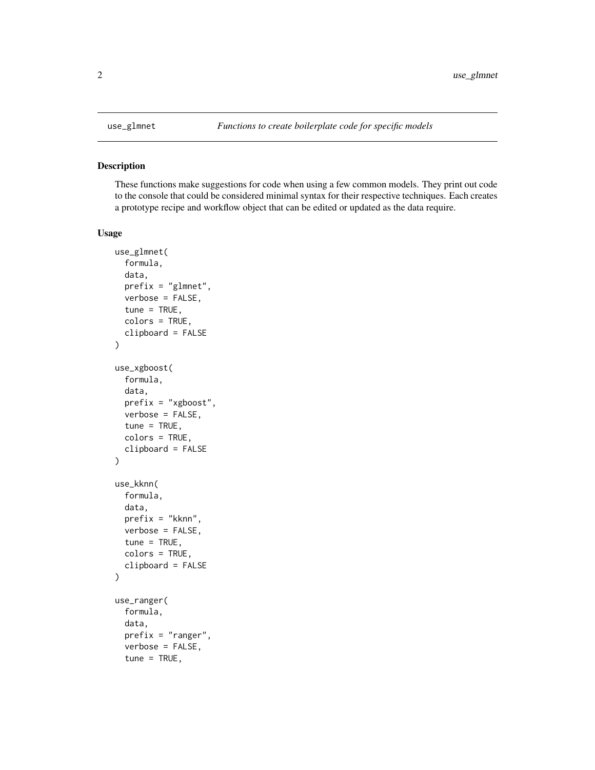`use_glmnet` *Functions to create boilerplate code for specific models*

## Description

These functions make suggestions for code when using a few common models. They print out code to the console that could be considered minimal syntax for their respective techniques. Each creates a prototype recipe and workflow object that can be edited or updated as the data require.

## Usage

```
use_glmnet(
  formula,
  data,
  prefix = "glmnet",
  verbose = FALSE,
  tune = TRUE,
  colors = TRUE,
  clipboard = FALSE
)

use_xgboost(
  formula,
  data,
  prefix = "xgboost",
  verbose = FALSE,
  tune = TRUE,
  colors = TRUE,
  clipboard = FALSE
)

use_kknn(
  formula,
  data,
  prefix = "kknn",
  verbose = FALSE,
  tune = TRUE,
  colors = TRUE,
  clipboard = FALSE
)

use_ranger(
  formula,
  data,
  prefix = "ranger",
  verbose = FALSE,
  tune = TRUE,
```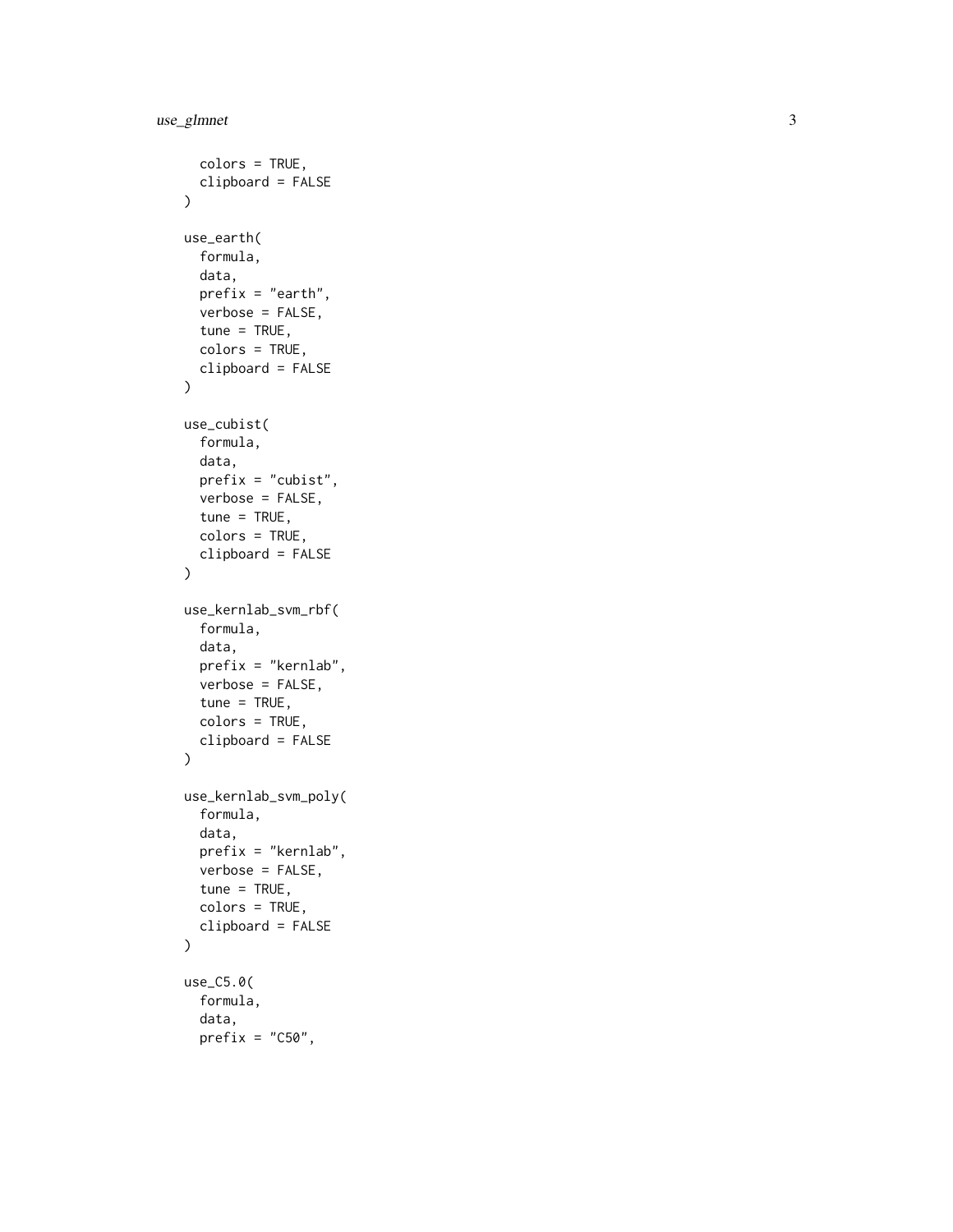```
  colors = TRUE,
  clipboard = FALSE
)

use_earth(
  formula,
  data,
  prefix = "earth",
  verbose = FALSE,
  tune = TRUE,
  colors = TRUE,
  clipboard = FALSE
)

use_cubist(
  formula,
  data,
  prefix = "cubist",
  verbose = FALSE,
  tune = TRUE,
  colors = TRUE,
  clipboard = FALSE
)

use_kernlab_svm_rbf(
  formula,
  data,
  prefix = "kernlab",
  verbose = FALSE,
  tune = TRUE,
  colors = TRUE,
  clipboard = FALSE
)

use_kernlab_svm_poly(
  formula,
  data,
  prefix = "kernlab",
  verbose = FALSE,
  tune = TRUE,
  colors = TRUE,
  clipboard = FALSE
)

use_C5.0(
  formula,
  data,
  prefix = "C50",
```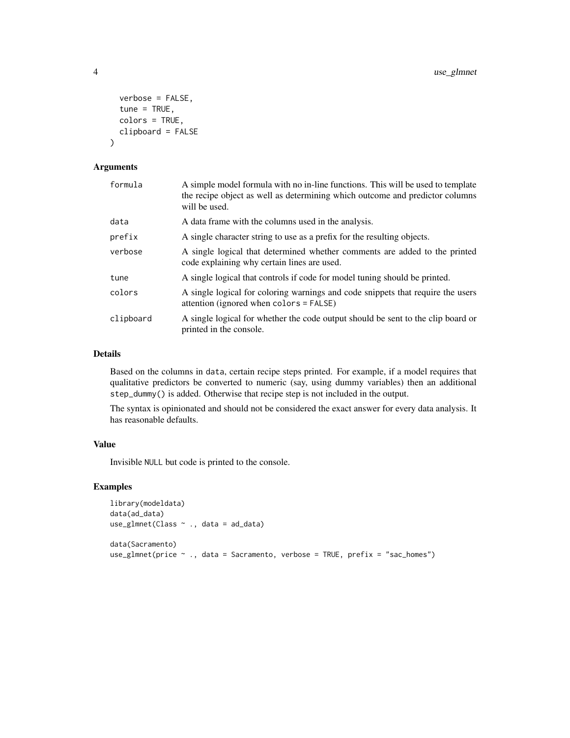```
  verbose = FALSE,
  tune = TRUE,
  colors = TRUE,
  clipboard = FALSE
)
```

## Arguments

| | |
|---|---|
| `formula` | A simple model formula with no in-line functions. This will be used to template the recipe object as well as determining which outcome and predictor columns will be used. |
| `data` | A data frame with the columns used in the analysis. |
| `prefix` | A single character string to use as a prefix for the resulting objects. |
| `verbose` | A single logical that determined whether comments are added to the printed code explaining why certain lines are used. |
| `tune` | A single logical that controls if code for model tuning should be printed. |
| `colors` | A single logical for coloring warnings and code snippets that require the users attention (ignored when `colors = FALSE`) |
| `clipboard` | A single logical for whether the code output should be sent to the clip board or printed in the console. |

## Details

Based on the columns in `data`, certain recipe steps printed. For example, if a model requires that qualitative predictors be converted to numeric (say, using dummy variables) then an additional `step_dummy()` is added. Otherwise that recipe step is not included in the output.

The syntax is opinionated and should not be considered the exact answer for every data analysis. It has reasonable defaults.

## Value

Invisible `NULL` but code is printed to the console.

## Examples

```
library(modeldata)
data(ad_data)
use_glmnet(Class ~ ., data = ad_data)

data(Sacramento)
use_glmnet(price ~ ., data = Sacramento, verbose = TRUE, prefix = "sac_homes")
```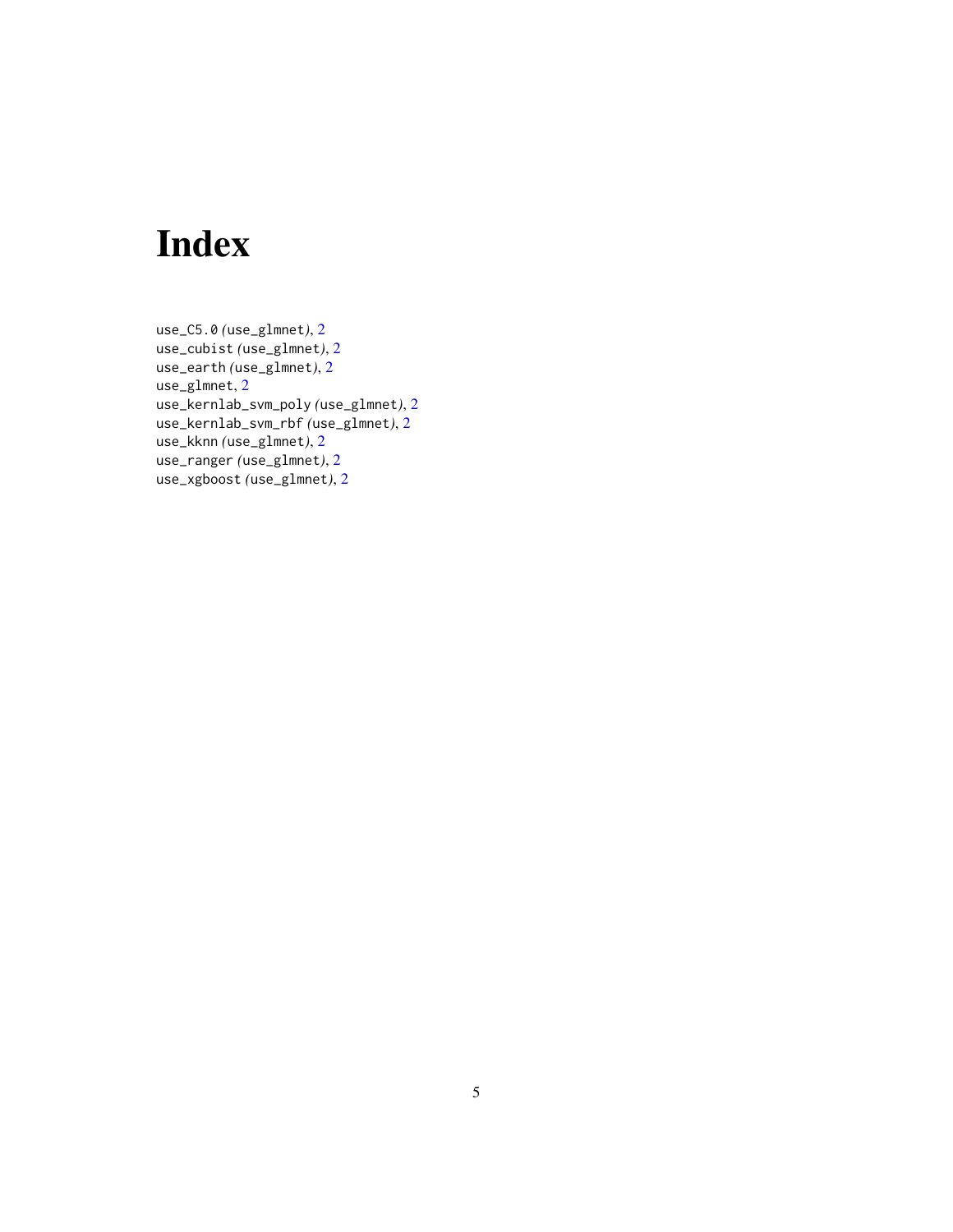# Index

use_C5.0 (use_glmnet), 2
use_cubist (use_glmnet), 2
use_earth (use_glmnet), 2
use_glmnet, 2
use_kernlab_svm_poly (use_glmnet), 2
use_kernlab_svm_rbf (use_glmnet), 2
use_kknn (use_glmnet), 2
use_ranger (use_glmnet), 2
use_xgboost (use_glmnet), 2